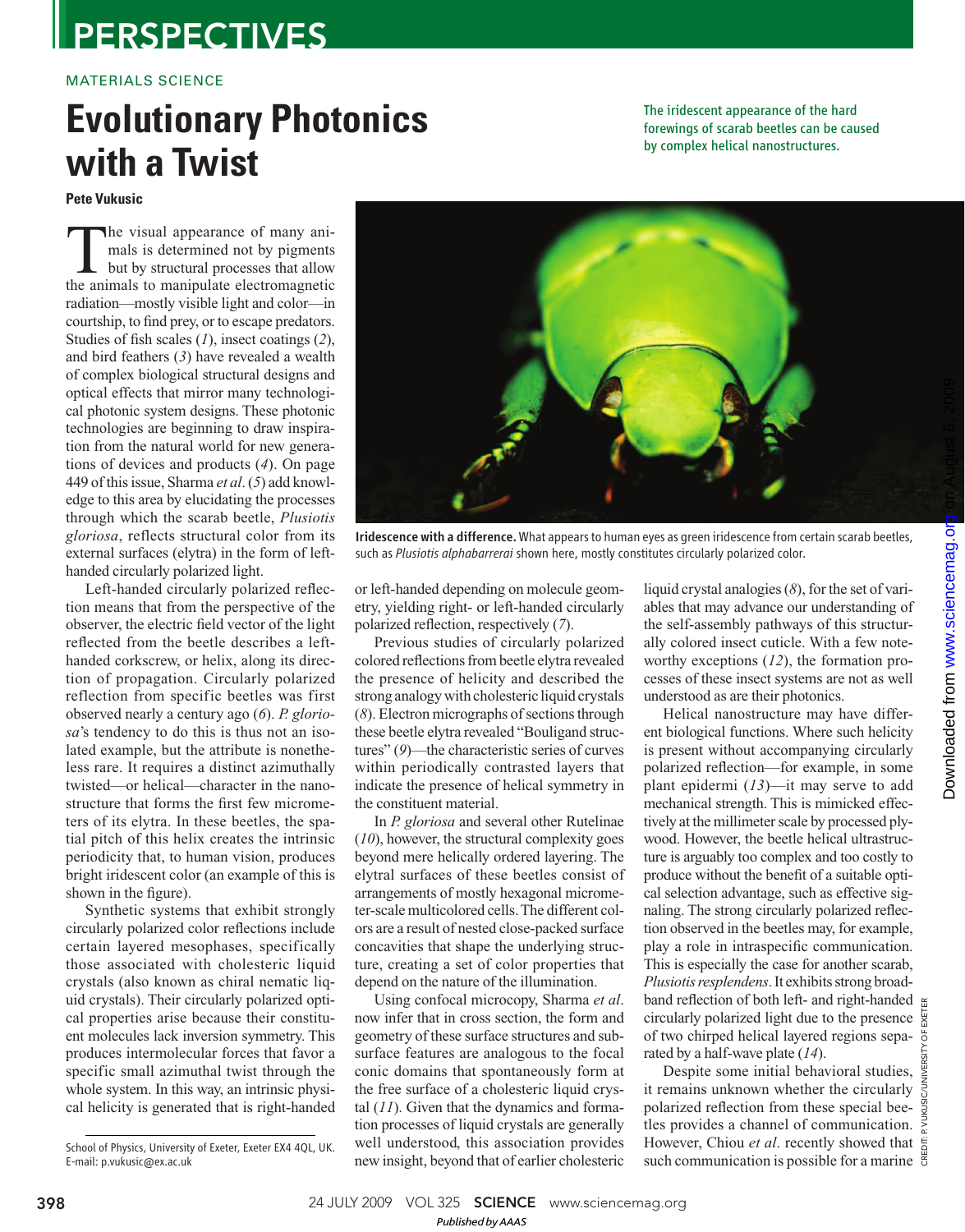MATERIALS SCIENCE

# Evolutionary Photonics with a Twist

The iridescent appearance of the hard forewings of scarab beetles can be caused by complex helical nanostructures.

**Pete Vukusic**

The visual appearance of many animals is determined not by pigments but by structural processes that allow the animals to manipulate electromagnetic radiation—mostly visible light and color—in courtship, to find prey, or to escape predators. Studies of fish scales (*1*), insect coatings (*2*), and bird feathers (*3*) have revealed a wealth of complex biological structural designs and optical effects that mirror many technological photonic system designs. These photonic technologies are beginning to draw inspiration from the natural world for new generations of devices and products (*4*). On page 449 of this issue, Sharma *et al*. (*5*) add knowledge to this area by elucidating the processes through which the scarab beetle, *Plusiotis gloriosa*, reflects structural color from its external surfaces (elytra) in the form of left-handed circularly polarized light.

Left-handed circularly polarized reflection means that from the perspective of the observer, the electric field vector of the light reflected from the beetle describes a left-handed corkscrew, or helix, along its direction of propagation. Circularly polarized reflection from specific beetles was first observed nearly a century ago (*6*). *P. gloriosa*'s tendency to do this is thus not an isolated example, but the attribute is nonetheless rare. It requires a distinct azimuthally twisted—or helical—character in the nanostructure that forms the first few micrometers of its elytra. In these beetles, the spatial pitch of this helix creates the intrinsic periodicity that, to human vision, produces bright iridescent color (an example of this is shown in the figure).

Synthetic systems that exhibit strongly circularly polarized color reflections include certain layered mesophases, specifically those associated with cholesteric liquid crystals (also known as chiral nematic liquid crystals). Their circularly polarized optical properties arise because their constituent molecules lack inversion symmetry. This produces intermolecular forces that favor a specific small azimuthal twist through the whole system. In this way, an intrinsic physical helicity is generated that is right-handed or left-handed depending on molecule geometry, yielding right- or left-handed circularly polarized reflection, respectively (*7*).

**Iridescence with a difference.** What appears to human eyes as green iridescence from certain scarab beetles, such as *Plusiotis alphabarrerai* shown here, mostly constitutes circularly polarized color.

Previous studies of circularly polarized colored reflections from beetle elytra revealed the presence of helicity and described the strong analogy with cholesteric liquid crystals (*8*). Electron micrographs of sections through these beetle elytra revealed "Bouligand structures" (*9*)—the characteristic series of curves within periodically contrasted layers that indicate the presence of helical symmetry in the constituent material.

In *P. gloriosa* and several other Rutelinae (*10*), however, the structural complexity goes beyond mere helically ordered layering. The elytral surfaces of these beetles consist of arrangements of mostly hexagonal micrometer-scale multicolored cells. The different colors are a result of nested close-packed surface concavities that shape the underlying structure, creating a set of color properties that depend on the nature of the illumination.

Using confocal micrcopy, Sharma *et al*. now infer that in cross section, the form and geometry of these surface structures and subsurface features are analogous to the focal conic domains that spontaneously form at the free surface of a cholesteric liquid crystal (*11*). Given that the dynamics and formation processes of liquid crystals are generally well understood, this association provides new insight, beyond that of earlier cholesteric liquid crystal analogies (*8*), for the set of variables that may advance our understanding of the self-assembly pathways of this structurally colored insect cuticle. With a few noteworthy exceptions (*12*), the formation processes of these insect systems are not as well understood as are their photonics.

Helical nanostructure may have different biological functions. Where such helicity is present without accompanying circularly polarized reflection—for example, in some plant epidermi (*13*)—it may serve to add mechanical strength. This is mimicked effectively at the millimeter scale by processed plywood. However, the beetle helical ultrastructure is arguably too complex and too costly to produce without the benefit of a suitable optical selection advantage, such as effective signaling. The strong circularly polarized reflection observed in the beetles may, for example, play a role in intraspecific communication. This is especially the case for another scarab, *Plusiotis resplendens*. It exhibits strong broadband reflection of both left- and right-handed circularly polarized light due to the presence of two chirped helical layered regions separated by a half-wave plate (*14*).

Despite some initial behavioral studies, it remains unknown whether the circularly polarized reflection from these special beetles provides a channel of communication. However, Chiou *et al*. recently showed that such communication is possible for a marine

School of Physics, University of Exeter, Exeter EX4 4QL, UK. E-mail: p.vukusic@ex.ac.uk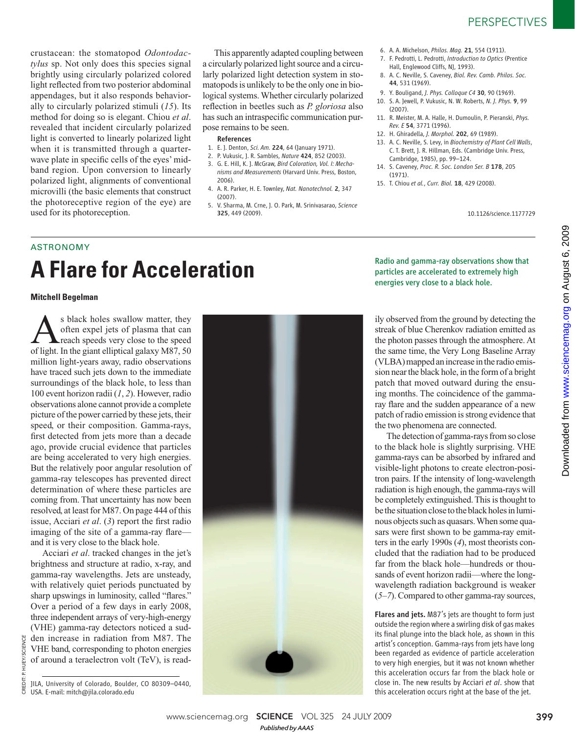crustacean: the stomatopod *Odontodactylus* sp. Not only does this species signal brightly using circularly polarized colored light reflected from two posterior abdominal appendages, but it also responds behaviorally to circularly polarized stimuli (*15*). Its method for doing so is elegant. Chiou *et al*. revealed that incident circularly polarized light is converted to linearly polarized light when it is transmitted through a quarter-wave plate in specific cells of the eyes' midband region. Upon conversion to linearly polarized light, alignments of conventional microvilli (the basic elements that construct the photoreceptive region of the eye) are used for its photoreception.

This apparently adapted coupling between a circularly polarized light source and a circularly polarized light detection system in stomatopods is unlikely to be the only one in biological systems. Whether circularly polarized reflection in beetles such as *P. gloriosa* also has such an intraspecific communication purpose remains to be seen.

### References

1. E. J. Denton, *Sci. Am.* **224**, 64 (January 1971).
2. P. Vukusic, J. R. Sambles, *Nature* **424**, 852 (2003).
3. G. E. Hill, K. J. McGraw, *Bird Coloration, Vol. I: Mechanisms and Measurements* (Harvard Univ. Press, Boston, 2006).
4. A. R. Parker, H. E. Townley, *Nat. Nanotechnol.* **2**, 347 (2007).
5. V. Sharma, M. Crne, J. O. Park, M. Srinivasarao, *Science* **325**, 449 (2009).
6. A. A. Michelson, *Philos. Mag.* **21**, 554 (1911).
7. F. Pedrotti, L. Pedrotti, *Introduction to Optics* (Prentice Hall, Englewood Cliffs, NJ, 1993).
8. A. C. Neville, S. Caveney, *Biol. Rev. Camb. Philos. Soc.* **44**, 531 (1969).
9. Y. Bouligand, *J. Phys. Colloque C4* **30**, 90 (1969).
10. S. A. Jewell, P. Vukusic, N. W. Roberts, *N. J. Phys.* **9**, 99 (2007).
11. R. Meister, M. A. Halle, H. Dumoulin, P. Pieranski, *Phys. Rev. E* **54**, 3771 (1996).
12. H. Ghiradella, *J. Morphol.* **202**, 69 (1989).
13. A. C. Neville, S. Levy, in *Biochemistry of Plant Cell Walls*, C. T. Brett, J. R. Hillman, Eds. (Cambridge Univ. Press, Cambridge, 1985), pp. 99–124.
14. S. Caveney, *Proc. R. Soc. London Ser. B* **178**, 205 (1971).
15. T. Chiou *et al.*, *Curr. Biol.* **18**, 429 (2008).

10.1126/science.1177729

ASTRONOMY

# A Flare for Acceleration

**Mitchell Begelman**

Radio and gamma-ray observations show that particles are accelerated to extremely high energies very close to a black hole.

As black holes swallow matter, they often expel jets of plasma that can reach speeds very close to the speed of light. In the giant elliptical galaxy M87, 50 million light-years away, radio observations have traced such jets down to the immediate surroundings of the black hole, to less than 100 event horizon radii (*1*, *2*). However, radio observations alone cannot provide a complete picture of the power carried by these jets, their speed, or their composition. Gamma-rays, first detected from jets more than a decade ago, provide crucial evidence that particles are being accelerated to very high energies. But the relatively poor angular resolution of gamma-ray telescopes has prevented direct determination of where these particles are coming from. That uncertainty has now been resolved, at least for M87. On page 444 of this issue, Acciari *et al*. (*3*) report the first radio imaging of the site of a gamma-ray flare—and it is very close to the black hole.

Acciari *et al*. tracked changes in the jet's brightness and structure at radio, x-ray, and gamma-ray wavelengths. Jets are unsteady, with relatively quiet periods punctuated by sharp upswings in luminosity, called "flares." Over a period of a few days in early 2008, three independent arrays of very-high-energy (VHE) gamma-ray detectors noticed a sudden increase in radiation from M87. The VHE band, corresponding to photon energies of around a teraelectron volt (TeV), is readily observed from the ground by detecting the streak of blue Cherenkov radiation emitted as the photon passes through the atmosphere. At the same time, the Very Long Baseline Array (VLBA) mapped an increase in the radio emission near the black hole, in the form of a bright patch that moved outward during the ensuing months. The coincidence of the gamma-ray flare and the sudden appearance of a new patch of radio emission is strong evidence that the two phenomena are connected.

The detection of gamma-rays from so close to the black hole is slightly surprising. VHE gamma-rays can be absorbed by infrared and visible-light photons to create electron-positron pairs. If the intensity of long-wavelength radiation is high enough, the gamma-rays will be completely extinguished. This is thought to be the situation close to the black holes in luminous objects such as quasars. When some quasars were first shown to be gamma-ray emitters in the early 1990s (*4*), most theorists concluded that the radiation had to be produced far from the black hole—hundreds or thousands of event horizon radii—where the long-wavelength radiation background is weaker (*5*–*7*). Compared to other gamma-ray sources,

JILA, University of Colorado, Boulder, CO 80309–0440, USA. E-mail: mitch@jila.colorado.edu

**Flares and jets.** M87's jets are thought to form just outside the region where a swirling disk of gas makes its final plunge into the black hole, as shown in this artist's conception. Gamma-rays from jets have long been regarded as evidence of particle acceleration to very high energies, but it was not known whether this acceleration occurs far from the black hole or close in. The new results by Acciari *et al*. show that this acceleration occurs right at the base of the jet.

CREDIT: P. HUEY/*SCIENCE*